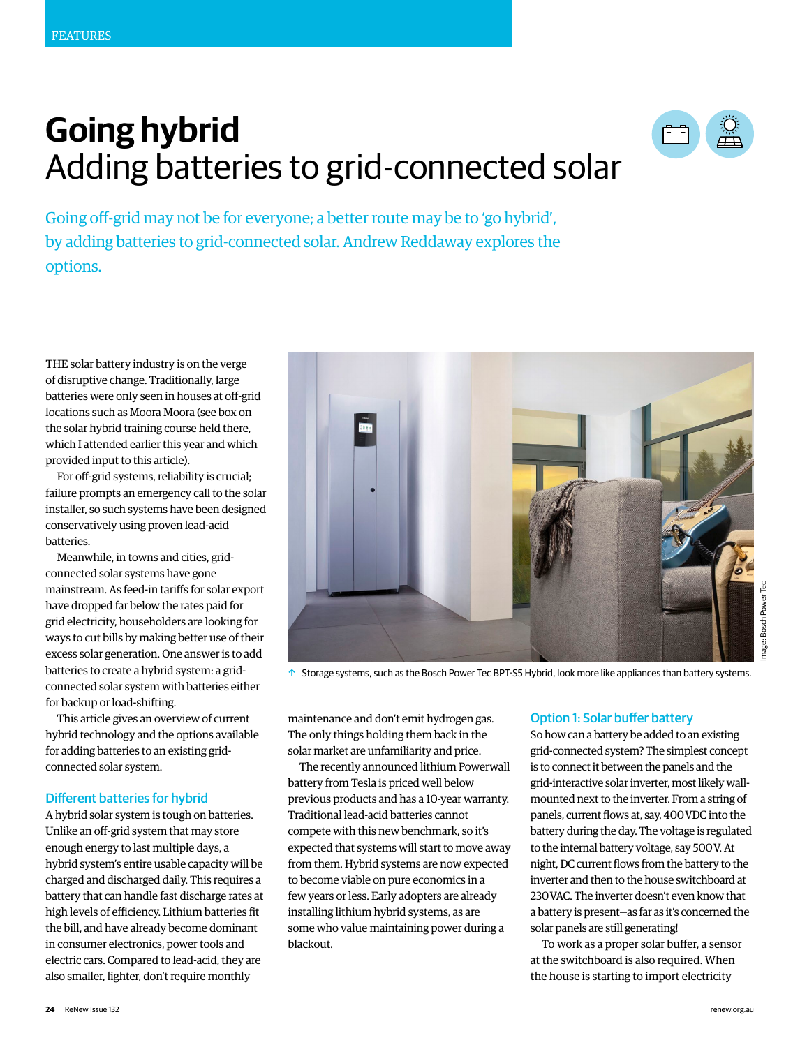# Going hybrid
## Adding batteries to grid-connected solar

Going off-grid may not be for everyone; a better route may be to 'go hybrid', by adding batteries to grid-connected solar. Andrew Reddaway explores the options.

THE solar battery industry is on the verge of disruptive change. Traditionally, large batteries were only seen in houses at off-grid locations such as Moora Moora (see box on the solar hybrid training course held there, which I attended earlier this year and which provided input to this article).

For off-grid systems, reliability is crucial; failure prompts an emergency call to the solar installer, so such systems have been designed conservatively using proven lead-acid batteries.

Meanwhile, in towns and cities, grid-connected solar systems have gone mainstream. As feed-in tariffs for solar export have dropped far below the rates paid for grid electricity, householders are looking for ways to cut bills by making better use of their excess solar generation. One answer is to add batteries to create a hybrid system: a grid-connected solar system with batteries either for backup or load-shifting.

This article gives an overview of current hybrid technology and the options available for adding batteries to an existing grid-connected solar system.

Image: Bosch Power Tec

↑ Storage systems, such as the Bosch Power Tec BPT-S5 Hybrid, look more like appliances than battery systems.

### Different batteries for hybrid

A hybrid solar system is tough on batteries. Unlike an off-grid system that may store enough energy to last multiple days, a hybrid system's entire usable capacity will be charged and discharged daily. This requires a battery that can handle fast discharge rates at high levels of efficiency. Lithium batteries fit the bill, and have already become dominant in consumer electronics, power tools and electric cars. Compared to lead-acid, they are also smaller, lighter, don't require monthly maintenance and don't emit hydrogen gas. The only things holding them back in the solar market are unfamiliarity and price.

The recently announced lithium Powerwall battery from Tesla is priced well below previous products and has a 10-year warranty. Traditional lead-acid batteries cannot compete with this new benchmark, so it's expected that systems will start to move away from them. Hybrid systems are now expected to become viable on pure economics in a few years or less. Early adopters are already installing lithium hybrid systems, as are some who value maintaining power during a blackout.

### Option 1: Solar buffer battery

So how can a battery be added to an existing grid-connected system? The simplest concept is to connect it between the panels and the grid-interactive solar inverter, most likely wall-mounted next to the inverter. From a string of panels, current flows at, say, 400 VDC into the battery during the day. The voltage is regulated to the internal battery voltage, say 500 V. At night, DC current flows from the battery to the inverter and then to the house switchboard at 230 VAC. The inverter doesn't even know that a battery is present—as far as it's concerned the solar panels are still generating!

To work as a proper solar buffer, a sensor at the switchboard is also required. When the house is starting to import electricity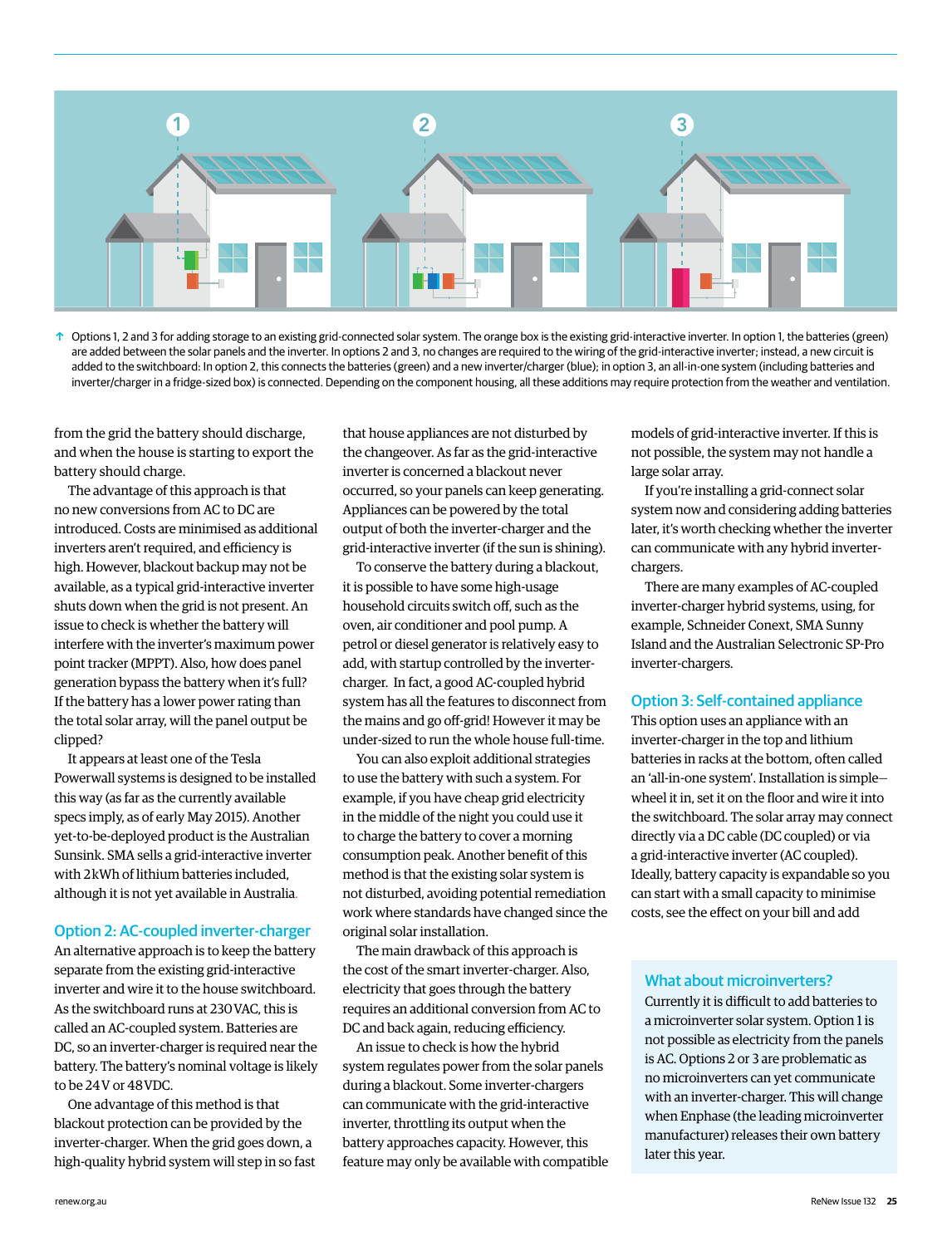Options 1, 2 and 3 for adding storage to an existing grid-connected solar system. The orange box is the existing grid-interactive inverter. In option 1, the batteries (green) are added between the solar panels and the inverter. In options 2 and 3, no changes are required to the wiring of the grid-interactive inverter; instead, a new circuit is added to the switchboard: In option 2, this connects the batteries (green) and a new inverter/charger (blue); in option 3, an all-in-one system (including batteries and inverter/charger in a fridge-sized box) is connected. Depending on the component housing, all these additions may require protection from the weather and ventilation.

from the grid the battery should discharge, and when the house is starting to export the battery should charge.

The advantage of this approach is that no new conversions from AC to DC are introduced. Costs are minimised as additional inverters aren't required, and efficiency is high. However, blackout backup may not be available, as a typical grid-interactive inverter shuts down when the grid is not present. An issue to check is whether the battery will interfere with the inverter's maximum power point tracker (MPPT). Also, how does panel generation bypass the battery when it's full? If the battery has a lower power rating than the total solar array, will the panel output be clipped?

It appears at least one of the Tesla Powerwall systems is designed to be installed this way (as far as the currently available specs imply, as of early May 2015). Another yet-to-be-deployed product is the Australian Sunsink. SMA sells a grid-interactive inverter with 2kWh of lithium batteries included, although it is not yet available in Australia.

## Option 2: AC-coupled inverter-charger

An alternative approach is to keep the battery separate from the existing grid-interactive inverter and wire it to the house switchboard. As the switchboard runs at 230VAC, this is called an AC-coupled system. Batteries are DC, so an inverter-charger is required near the battery. The battery's nominal voltage is likely to be 24V or 48VDC.

One advantage of this method is that blackout protection can be provided by the inverter-charger. When the grid goes down, a high-quality hybrid system will step in so fast that house appliances are not disturbed by the changeover. As far as the grid-interactive inverter is concerned a blackout never occurred, so your panels can keep generating. Appliances can be powered by the total output of both the inverter-charger and the grid-interactive inverter (if the sun is shining).

To conserve the battery during a blackout, it is possible to have some high-usage household circuits switch off, such as the oven, air conditioner and pool pump. A petrol or diesel generator is relatively easy to add, with startup controlled by the inverter-charger. In fact, a good AC-coupled hybrid system has all the features to disconnect from the mains and go off-grid! However it may be under-sized to run the whole house full-time.

You can also exploit additional strategies to use the battery with such a system. For example, if you have cheap grid electricity in the middle of the night you could use it to charge the battery to cover a morning consumption peak. Another benefit of this method is that the existing solar system is not disturbed, avoiding potential remediation work where standards have changed since the original solar installation.

The main drawback of this approach is the cost of the smart inverter-charger. Also, electricity that goes through the battery requires an additional conversion from AC to DC and back again, reducing efficiency.

An issue to check is how the hybrid system regulates power from the solar panels during a blackout. Some inverter-chargers can communicate with the grid-interactive inverter, throttling its output when the battery approaches capacity. However, this feature may only be available with compatible models of grid-interactive inverter. If this is not possible, the system may not handle a large solar array.

If you're installing a grid-connect solar system now and considering adding batteries later, it's worth checking whether the inverter can communicate with any hybrid inverter-chargers.

There are many examples of AC-coupled inverter-charger hybrid systems, using, for example, Schneider Conext, SMA Sunny Island and the Australian Selectronic SP-Pro inverter-chargers.

## Option 3: Self-contained appliance

This option uses an appliance with an inverter-charger in the top and lithium batteries in racks at the bottom, often called an 'all-in-one system'. Installation is simple—wheel it in, set it on the floor and wire it into the switchboard. The solar array may connect directly via a DC cable (DC coupled) or via a grid-interactive inverter (AC coupled). Ideally, battery capacity is expandable so you can start with a small capacity to minimise costs, see the effect on your bill and add

### What about microinverters?

Currently it is difficult to add batteries to a microinverter solar system. Option 1 is not possible as electricity from the panels is AC. Options 2 or 3 are problematic as no microinverters can yet communicate with an inverter-charger. This will change when Enphase (the leading microinverter manufacturer) releases their own battery later this year.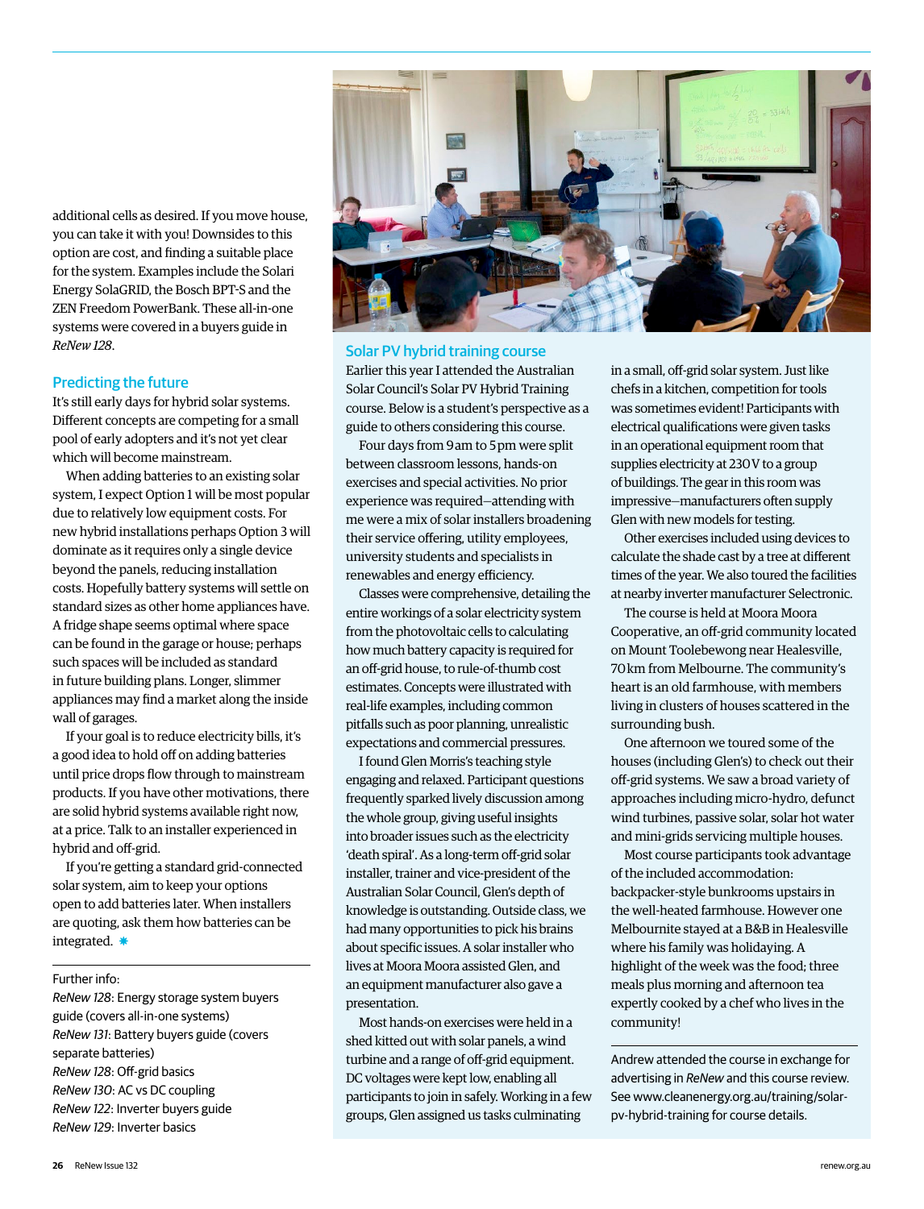additional cells as desired. If you move house, you can take it with you! Downsides to this option are cost, and finding a suitable place for the system. Examples include the Solari Energy SolaGRID, the Bosch BPT-S and the ZEN Freedom PowerBank. These all-in-one systems were covered in a buyers guide in *ReNew 128*.

## Predicting the future

It's still early days for hybrid solar systems. Different concepts are competing for a small pool of early adopters and it's not yet clear which will become mainstream.

When adding batteries to an existing solar system, I expect Option 1 will be most popular due to relatively low equipment costs. For new hybrid installations perhaps Option 3 will dominate as it requires only a single device beyond the panels, reducing installation costs. Hopefully battery systems will settle on standard sizes as other home appliances have. A fridge shape seems optimal where space can be found in the garage or house; perhaps such spaces will be included as standard in future building plans. Longer, slimmer appliances may find a market along the inside wall of garages.

If your goal is to reduce electricity bills, it's a good idea to hold off on adding batteries until price drops flow through to mainstream products. If you have other motivations, there are solid hybrid systems available right now, at a price. Talk to an installer experienced in hybrid and off-grid.

If you're getting a standard grid-connected solar system, aim to keep your options open to add batteries later. When installers are quoting, ask them how batteries can be integrated.

Further info:
*ReNew 128*: Energy storage system buyers guide (covers all-in-one systems)
*ReNew 131*: Battery buyers guide (covers separate batteries)
*ReNew 128*: Off-grid basics
*ReNew 130*: AC vs DC coupling
*ReNew 122*: Inverter buyers guide
*ReNew 129*: Inverter basics

## Solar PV hybrid training course

Earlier this year I attended the Australian Solar Council's Solar PV Hybrid Training course. Below is a student's perspective as a guide to others considering this course.

Four days from 9 am to 5 pm were split between classroom lessons, hands-on exercises and special activities. No prior experience was required—attending with me were a mix of solar installers broadening their service offering, utility employees, university students and specialists in renewables and energy efficiency.

Classes were comprehensive, detailing the entire workings of a solar electricity system from the photovoltaic cells to calculating how much battery capacity is required for an off-grid house, to rule-of-thumb cost estimates. Concepts were illustrated with real-life examples, including common pitfalls such as poor planning, unrealistic expectations and commercial pressures.

I found Glen Morris's teaching style engaging and relaxed. Participant questions frequently sparked lively discussion among the whole group, giving useful insights into broader issues such as the electricity 'death spiral'. As a long-term off-grid solar installer, trainer and vice-president of the Australian Solar Council, Glen's depth of knowledge is outstanding. Outside class, we had many opportunities to pick his brains about specific issues. A solar installer who lives at Moora Moora assisted Glen, and an equipment manufacturer also gave a presentation.

Most hands-on exercises were held in a shed kitted out with solar panels, a wind turbine and a range of off-grid equipment. DC voltages were kept low, enabling all participants to join in safely. Working in a few groups, Glen assigned us tasks culminating in a small, off-grid solar system. Just like chefs in a kitchen, competition for tools was sometimes evident! Participants with electrical qualifications were given tasks in an operational equipment room that supplies electricity at 230 V to a group of buildings. The gear in this room was impressive—manufacturers often supply Glen with new models for testing.

Other exercises included using devices to calculate the shade cast by a tree at different times of the year. We also toured the facilities at nearby inverter manufacturer Selectronic.

The course is held at Moora Moora Cooperative, an off-grid community located on Mount Toolebewong near Healesville, 70 km from Melbourne. The community's heart is an old farmhouse, with members living in clusters of houses scattered in the surrounding bush.

One afternoon we toured some of the houses (including Glen's) to check out their off-grid systems. We saw a broad variety of approaches including micro-hydro, defunct wind turbines, passive solar, solar hot water and mini-grids servicing multiple houses.

Most course participants took advantage of the included accommodation: backpacker-style bunkrooms upstairs in the well-heated farmhouse. However one Melbournite stayed at a B&B in Healesville where his family was holidaying. A highlight of the week was the food; three meals plus morning and afternoon tea expertly cooked by a chef who lives in the community!

Andrew attended the course in exchange for advertising in *ReNew* and this course review. See www.cleanenergy.org.au/training/solar-pv-hybrid-training for course details.